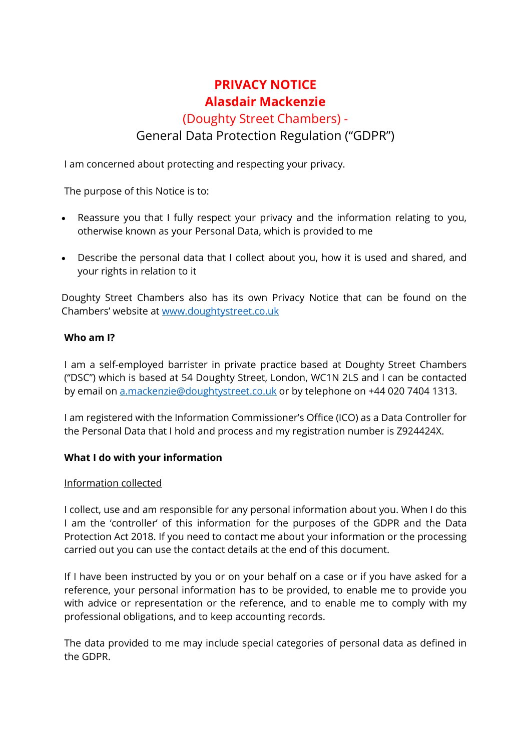# PRIVACY NOTICE

## Alasdair Mackenzie

### (Doughty Street Chambers) -

### General Data Protection Regulation ("GDPR")

I am concerned about protecting and respecting your privacy.

The purpose of this Notice is to:

- Reassure you that I fully respect your privacy and the information relating to you, otherwise known as your Personal Data, which is provided to me
- Describe the personal data that I collect about you, how it is used and shared, and your rights in relation to it

Doughty Street Chambers also has its own Privacy Notice that can be found on the Chambers' website at [www.doughtystreet.co.uk](http://www.doughtystreet.co.uk)

**Who am I?**

I am a self-employed barrister in private practice based at Doughty Street Chambers ("DSC") which is based at 54 Doughty Street, London, WC1N 2LS and I can be contacted by email on [a.mackenzie@doughtystreet.co.uk](mailto:a.mackenzie@doughtystreet.co.uk) or by telephone on +44 020 7404 1313.

I am registered with the Information Commissioner's Office (ICO) as a Data Controller for the Personal Data that I hold and process and my registration number is Z924424X.

**What I do with your information**

<u>Information collected</u>

I collect, use and am responsible for any personal information about you. When I do this I am the 'controller' of this information for the purposes of the GDPR and the Data Protection Act 2018. If you need to contact me about your information or the processing carried out you can use the contact details at the end of this document.

If I have been instructed by you or on your behalf on a case or if you have asked for a reference, your personal information has to be provided, to enable me to provide you with advice or representation or the reference, and to enable me to comply with my professional obligations, and to keep accounting records.

The data provided to me may include special categories of personal data as defined in the GDPR.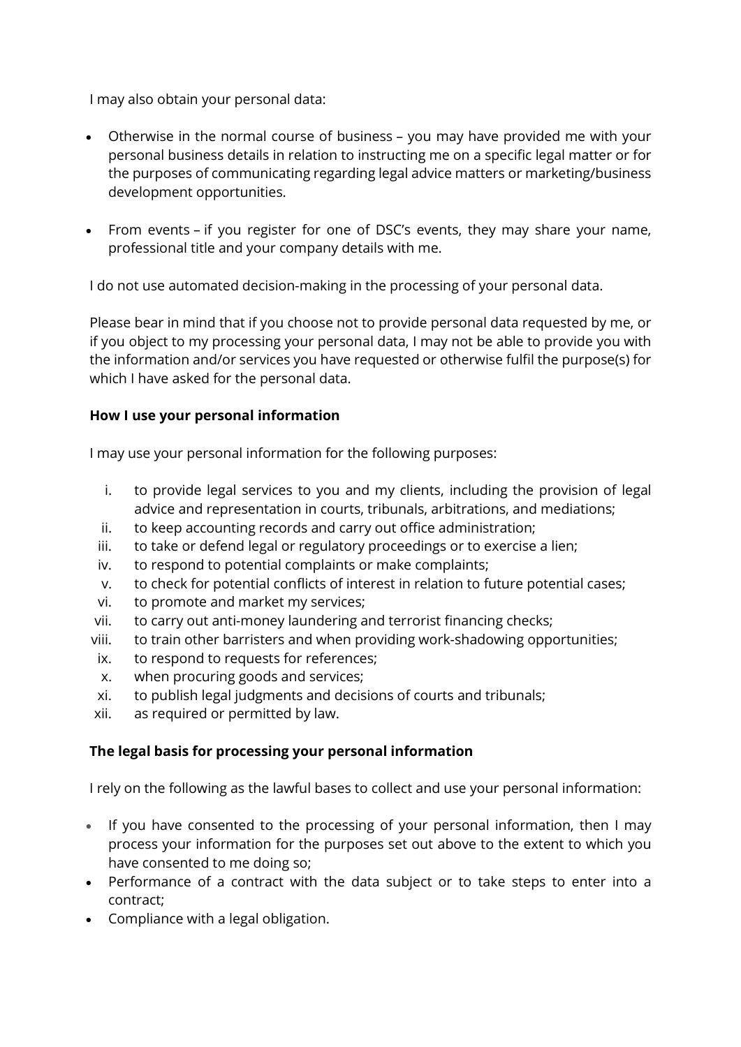I may also obtain your personal data:

- Otherwise in the normal course of business – you may have provided me with your personal business details in relation to instructing me on a specific legal matter or for the purposes of communicating regarding legal advice matters or marketing/business development opportunities.

- From events – if you register for one of DSC's events, they may share your name, professional title and your company details with me.

I do not use automated decision-making in the processing of your personal data.

Please bear in mind that if you choose not to provide personal data requested by me, or if you object to my processing your personal data, I may not be able to provide you with the information and/or services you have requested or otherwise fulfil the purpose(s) for which I have asked for the personal data.

**How I use your personal information**

I may use your personal information for the following purposes:

i. to provide legal services to you and my clients, including the provision of legal advice and representation in courts, tribunals, arbitrations, and mediations;
ii. to keep accounting records and carry out office administration;
iii. to take or defend legal or regulatory proceedings or to exercise a lien;
iv. to respond to potential complaints or make complaints;
v. to check for potential conflicts of interest in relation to future potential cases;
vi. to promote and market my services;
vii. to carry out anti-money laundering and terrorist financing checks;
viii. to train other barristers and when providing work-shadowing opportunities;
ix. to respond to requests for references;
x. when procuring goods and services;
xi. to publish legal judgments and decisions of courts and tribunals;
xii. as required or permitted by law.

**The legal basis for processing your personal information**

I rely on the following as the lawful bases to collect and use your personal information:

- If you have consented to the processing of your personal information, then I may process your information for the purposes set out above to the extent to which you have consented to me doing so;
- Performance of a contract with the data subject or to take steps to enter into a contract;
- Compliance with a legal obligation.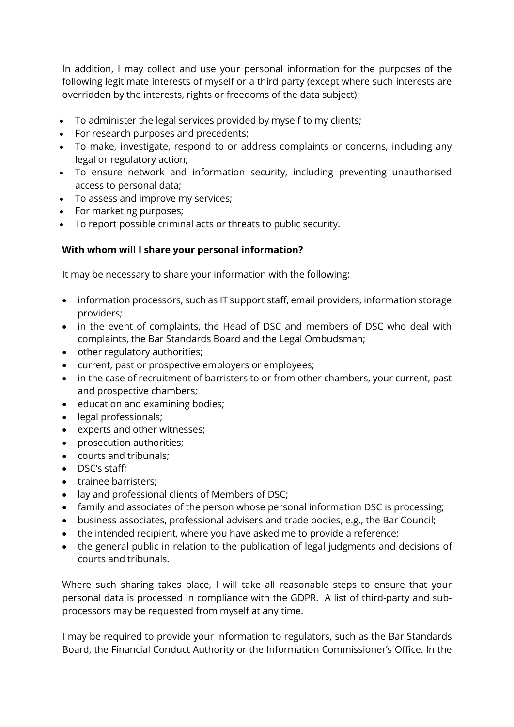In addition, I may collect and use your personal information for the purposes of the following legitimate interests of myself or a third party (except where such interests are overridden by the interests, rights or freedoms of the data subject):

- To administer the legal services provided by myself to my clients;
- For research purposes and precedents;
- To make, investigate, respond to or address complaints or concerns, including any legal or regulatory action;
- To ensure network and information security, including preventing unauthorised access to personal data;
- To assess and improve my services;
- For marketing purposes;
- To report possible criminal acts or threats to public security.

**With whom will I share your personal information?**

It may be necessary to share your information with the following:

- information processors, such as IT support staff, email providers, information storage providers;
- in the event of complaints, the Head of DSC and members of DSC who deal with complaints, the Bar Standards Board and the Legal Ombudsman;
- other regulatory authorities;
- current, past or prospective employers or employees;
- in the case of recruitment of barristers to or from other chambers, your current, past and prospective chambers;
- education and examining bodies;
- legal professionals;
- experts and other witnesses;
- prosecution authorities;
- courts and tribunals;
- DSC's staff;
- trainee barristers;
- lay and professional clients of Members of DSC;
- family and associates of the person whose personal information DSC is processing;
- business associates, professional advisers and trade bodies, e.g., the Bar Council;
- the intended recipient, where you have asked me to provide a reference;
- the general public in relation to the publication of legal judgments and decisions of courts and tribunals.

Where such sharing takes place, I will take all reasonable steps to ensure that your personal data is processed in compliance with the GDPR. A list of third-party and sub-processors may be requested from myself at any time.

I may be required to provide your information to regulators, such as the Bar Standards Board, the Financial Conduct Authority or the Information Commissioner's Office. In the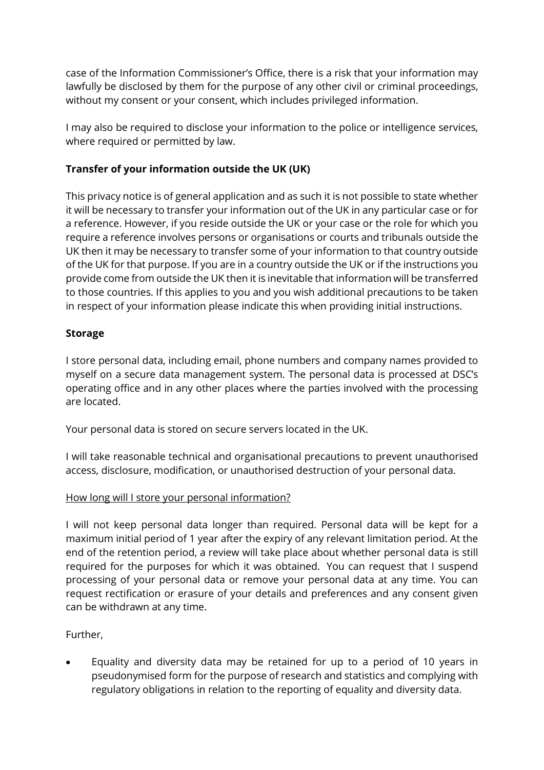case of the Information Commissioner's Office, there is a risk that your information may lawfully be disclosed by them for the purpose of any other civil or criminal proceedings, without my consent or your consent, which includes privileged information.

I may also be required to disclose your information to the police or intelligence services, where required or permitted by law.

**Transfer of your information outside the UK (UK)**

This privacy notice is of general application and as such it is not possible to state whether it will be necessary to transfer your information out of the UK in any particular case or for a reference. However, if you reside outside the UK or your case or the role for which you require a reference involves persons or organisations or courts and tribunals outside the UK then it may be necessary to transfer some of your information to that country outside of the UK for that purpose. If you are in a country outside the UK or if the instructions you provide come from outside the UK then it is inevitable that information will be transferred to those countries. If this applies to you and you wish additional precautions to be taken in respect of your information please indicate this when providing initial instructions.

**Storage**

I store personal data, including email, phone numbers and company names provided to myself on a secure data management system. The personal data is processed at DSC's operating office and in any other places where the parties involved with the processing are located.

Your personal data is stored on secure servers located in the UK.

I will take reasonable technical and organisational precautions to prevent unauthorised access, disclosure, modification, or unauthorised destruction of your personal data.

<u>How long will I store your personal information?</u>

I will not keep personal data longer than required. Personal data will be kept for a maximum initial period of 1 year after the expiry of any relevant limitation period. At the end of the retention period, a review will take place about whether personal data is still required for the purposes for which it was obtained. You can request that I suspend processing of your personal data or remove your personal data at any time. You can request rectification or erasure of your details and preferences and any consent given can be withdrawn at any time.

Further,

- Equality and diversity data may be retained for up to a period of 10 years in pseudonymised form for the purpose of research and statistics and complying with regulatory obligations in relation to the reporting of equality and diversity data.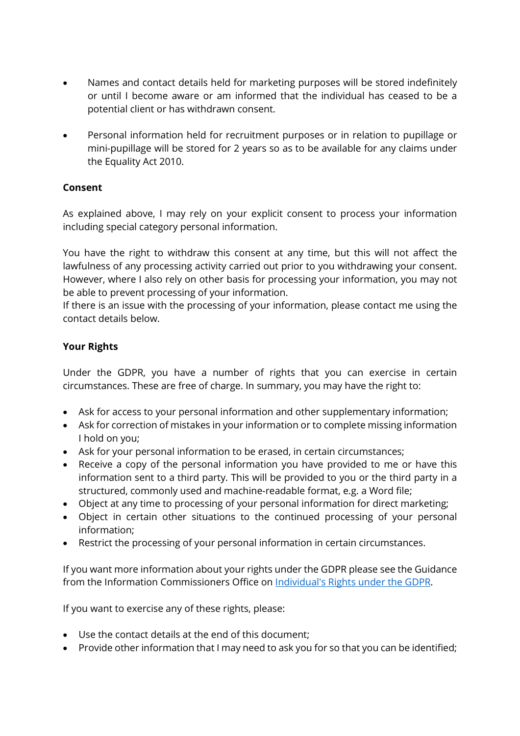- Names and contact details held for marketing purposes will be stored indefinitely or until I become aware or am informed that the individual has ceased to be a potential client or has withdrawn consent.

- Personal information held for recruitment purposes or in relation to pupillage or mini-pupillage will be stored for 2 years so as to be available for any claims under the Equality Act 2010.

**Consent**

As explained above, I may rely on your explicit consent to process your information including special category personal information.

You have the right to withdraw this consent at any time, but this will not affect the lawfulness of any processing activity carried out prior to you withdrawing your consent. However, where I also rely on other basis for processing your information, you may not be able to prevent processing of your information.
If there is an issue with the processing of your information, please contact me using the contact details below.

**Your Rights**

Under the GDPR, you have a number of rights that you can exercise in certain circumstances. These are free of charge. In summary, you may have the right to:

- Ask for access to your personal information and other supplementary information;
- Ask for correction of mistakes in your information or to complete missing information I hold on you;
- Ask for your personal information to be erased, in certain circumstances;
- Receive a copy of the personal information you have provided to me or have this information sent to a third party. This will be provided to you or the third party in a structured, commonly used and machine-readable format, e.g. a Word file;
- Object at any time to processing of your personal information for direct marketing;
- Object in certain other situations to the continued processing of your personal information;
- Restrict the processing of your personal information in certain circumstances.

If you want more information about your rights under the GDPR please see the Guidance from the Information Commissioners Office on [Individual's Rights under the GDPR](#).

If you want to exercise any of these rights, please:

- Use the contact details at the end of this document;
- Provide other information that I may need to ask you for so that you can be identified;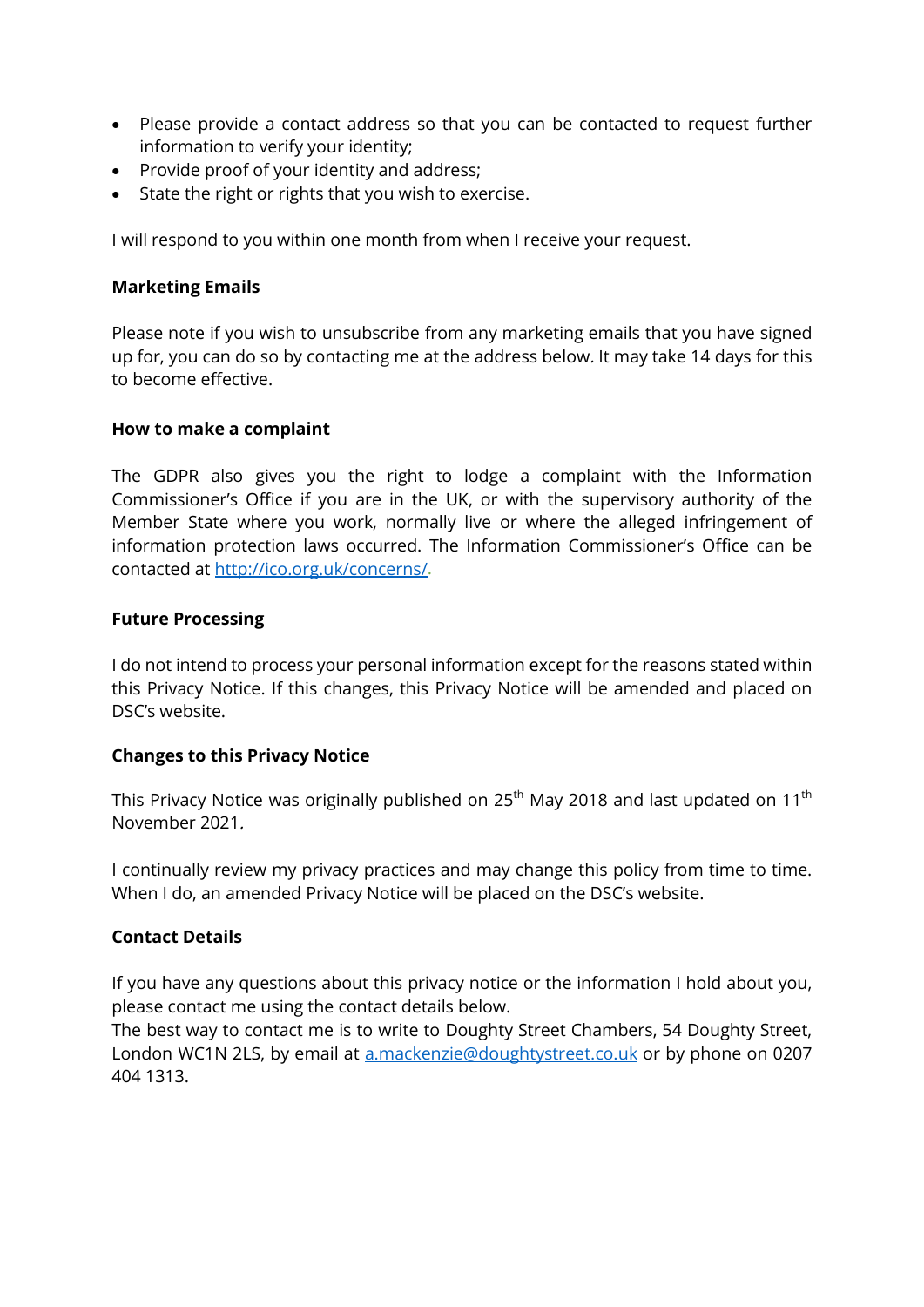- Please provide a contact address so that you can be contacted to request further information to verify your identity;
- Provide proof of your identity and address;
- State the right or rights that you wish to exercise.

I will respond to you within one month from when I receive your request.

**Marketing Emails**

Please note if you wish to unsubscribe from any marketing emails that you have signed up for, you can do so by contacting me at the address below. It may take 14 days for this to become effective.

**How to make a complaint**

The GDPR also gives you the right to lodge a complaint with the Information Commissioner's Office if you are in the UK, or with the supervisory authority of the Member State where you work, normally live or where the alleged infringement of information protection laws occurred. The Information Commissioner's Office can be contacted at http://ico.org.uk/concerns/.

**Future Processing**

I do not intend to process your personal information except for the reasons stated within this Privacy Notice. If this changes, this Privacy Notice will be amended and placed on DSC's website.

**Changes to this Privacy Notice**

This Privacy Notice was originally published on 25th May 2018 and last updated on 11th November 2021.

I continually review my privacy practices and may change this policy from time to time. When I do, an amended Privacy Notice will be placed on the DSC's website.

**Contact Details**

If you have any questions about this privacy notice or the information I hold about you, please contact me using the contact details below.
The best way to contact me is to write to Doughty Street Chambers, 54 Doughty Street, London WC1N 2LS, by email at a.mackenzie@doughtystreet.co.uk or by phone on 0207 404 1313.